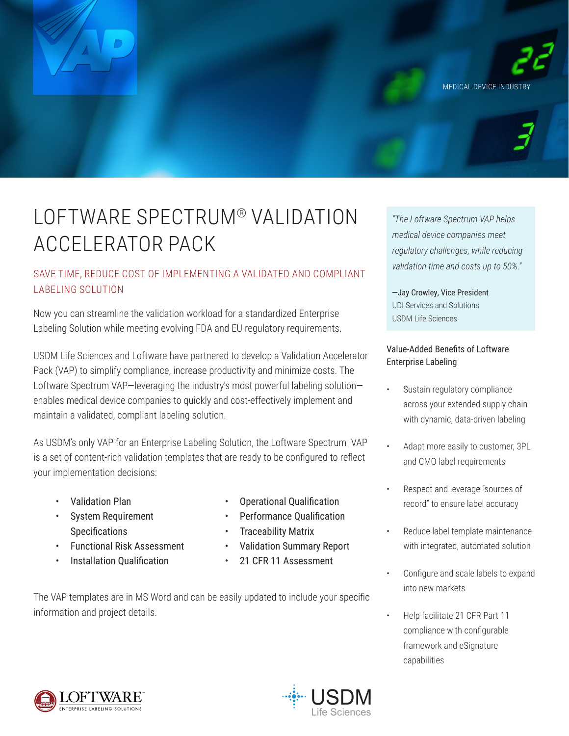MEDICAL DEVICE INDUSTRY

# LOFTWARE SPECTRUM® VALIDATION ACCELERATOR PACK

## SAVE TIME, REDUCE COST OF IMPLEMENTING A VALIDATED AND COMPLIANT LABELING SOLUTION

Now you can streamline the validation workload for a standardized Enterprise Labeling Solution while meeting evolving FDA and EU regulatory requirements.

USDM Life Sciences and Loftware have partnered to develop a Validation Accelerator Pack (VAP) to simplify compliance, increase productivity and minimize costs. The Loftware Spectrum VAP—leveraging the industry's most powerful labeling solution—enables medical device companies to quickly and cost-effectively implement and maintain a validated, compliant labeling solution.

As USDM's only VAP for an Enterprise Labeling Solution, the Loftware Spectrum VAP is a set of content-rich validation templates that are ready to be configured to reflect your implementation decisions:

- Validation Plan
- System Requirement Specifications
- Functional Risk Assessment
- Installation Qualification
- Operational Qualification
- Performance Qualification
- Traceability Matrix
- Validation Summary Report
- 21 CFR 11 Assessment

The VAP templates are in MS Word and can be easily updated to include your specific information and project details.

> *"The Loftware Spectrum VAP helps medical device companies meet regulatory challenges, while reducing validation time and costs up to 50%."*
>
> —Jay Crowley, Vice President
> UDI Services and Solutions
> USDM Life Sciences

### Value-Added Benefits of Loftware Enterprise Labeling

- Sustain regulatory compliance across your extended supply chain with dynamic, data-driven labeling
- Adapt more easily to customer, 3PL and CMO label requirements
- Respect and leverage "sources of record" to ensure label accuracy
- Reduce label template maintenance with integrated, automated solution
- Configure and scale labels to expand into new markets
- Help facilitate 21 CFR Part 11 compliance with configurable framework and eSignature capabilities

LOFTWARE™ ENTERPRISE LABELING SOLUTIONS

USDM Life Sciences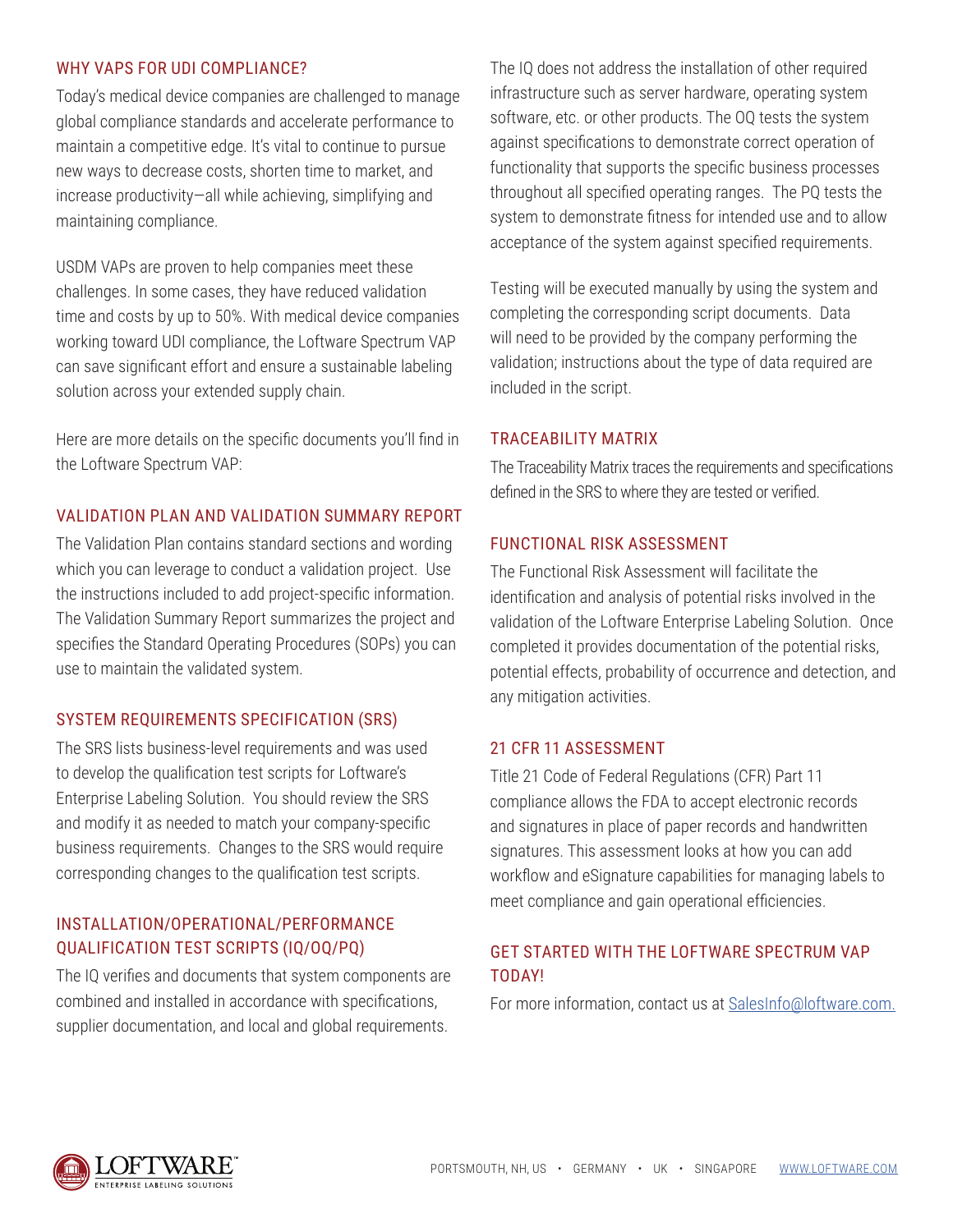## WHY VAPS FOR UDI COMPLIANCE?

Today's medical device companies are challenged to manage global compliance standards and accelerate performance to maintain a competitive edge. It's vital to continue to pursue new ways to decrease costs, shorten time to market, and increase productivity—all while achieving, simplifying and maintaining compliance.

USDM VAPs are proven to help companies meet these challenges. In some cases, they have reduced validation time and costs by up to 50%. With medical device companies working toward UDI compliance, the Loftware Spectrum VAP can save significant effort and ensure a sustainable labeling solution across your extended supply chain.

Here are more details on the specific documents you'll find in the Loftware Spectrum VAP:

## VALIDATION PLAN AND VALIDATION SUMMARY REPORT

The Validation Plan contains standard sections and wording which you can leverage to conduct a validation project. Use the instructions included to add project-specific information. The Validation Summary Report summarizes the project and specifies the Standard Operating Procedures (SOPs) you can use to maintain the validated system.

## SYSTEM REQUIREMENTS SPECIFICATION (SRS)

The SRS lists business-level requirements and was used to develop the qualification test scripts for Loftware's Enterprise Labeling Solution. You should review the SRS and modify it as needed to match your company-specific business requirements. Changes to the SRS would require corresponding changes to the qualification test scripts.

## INSTALLATION/OPERATIONAL/PERFORMANCE QUALIFICATION TEST SCRIPTS (IQ/OQ/PQ)

The IQ verifies and documents that system components are combined and installed in accordance with specifications, supplier documentation, and local and global requirements. The IQ does not address the installation of other required infrastructure such as server hardware, operating system software, etc. or other products. The OQ tests the system against specifications to demonstrate correct operation of functionality that supports the specific business processes throughout all specified operating ranges. The PQ tests the system to demonstrate fitness for intended use and to allow acceptance of the system against specified requirements.

Testing will be executed manually by using the system and completing the corresponding script documents. Data will need to be provided by the company performing the validation; instructions about the type of data required are included in the script.

## TRACEABILITY MATRIX

The Traceability Matrix traces the requirements and specifications defined in the SRS to where they are tested or verified.

## FUNCTIONAL RISK ASSESSMENT

The Functional Risk Assessment will facilitate the identification and analysis of potential risks involved in the validation of the Loftware Enterprise Labeling Solution. Once completed it provides documentation of the potential risks, potential effects, probability of occurrence and detection, and any mitigation activities.

## 21 CFR 11 ASSESSMENT

Title 21 Code of Federal Regulations (CFR) Part 11 compliance allows the FDA to accept electronic records and signatures in place of paper records and handwritten signatures. This assessment looks at how you can add workflow and eSignature capabilities for managing labels to meet compliance and gain operational efficiencies.

## GET STARTED WITH THE LOFTWARE SPECTRUM VAP TODAY!

For more information, contact us at SalesInfo@loftware.com.

LOFTWARE ENTERPRISE LABELING SOLUTIONS

PORTSMOUTH, NH, US • GERMANY • UK • SINGAPORE WWW.LOFTWARE.COM